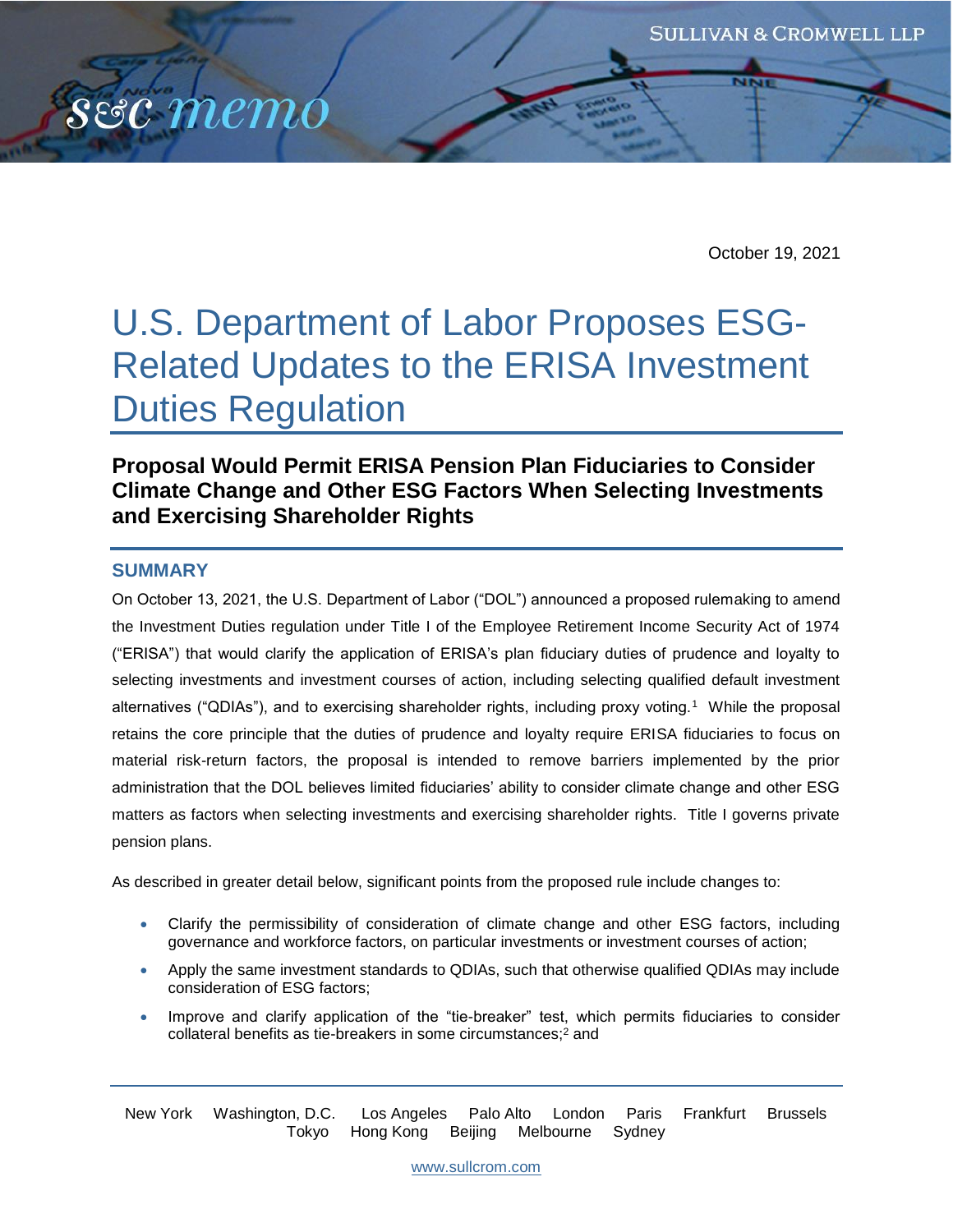October 19, 2021

# U.S. Department of Labor Proposes ESG-Related Updates to the ERISA Investment Duties Regulation

## Proposal Would Permit ERISA Pension Plan Fiduciaries to Consider Climate Change and Other ESG Factors When Selecting Investments and Exercising Shareholder Rights

### SUMMARY

On October 13, 2021, the U.S. Department of Labor ("DOL") announced a proposed rulemaking to amend the Investment Duties regulation under Title I of the Employee Retirement Income Security Act of 1974 ("ERISA") that would clarify the application of ERISA's plan fiduciary duties of prudence and loyalty to selecting investments and investment courses of action, including selecting qualified default investment alternatives ("QDIAs"), and to exercising shareholder rights, including proxy voting.[1] While the proposal retains the core principle that the duties of prudence and loyalty require ERISA fiduciaries to focus on material risk-return factors, the proposal is intended to remove barriers implemented by the prior administration that the DOL believes limited fiduciaries' ability to consider climate change and other ESG matters as factors when selecting investments and exercising shareholder rights. Title I governs private pension plans.

As described in greater detail below, significant points from the proposed rule include changes to:

- Clarify the permissibility of consideration of climate change and other ESG factors, including governance and workforce factors, on particular investments or investment courses of action;
- Apply the same investment standards to QDIAs, such that otherwise qualified QDIAs may include consideration of ESG factors;
- Improve and clarify application of the "tie-breaker" test, which permits fiduciaries to consider collateral benefits as tie-breakers in some circumstances;[2] and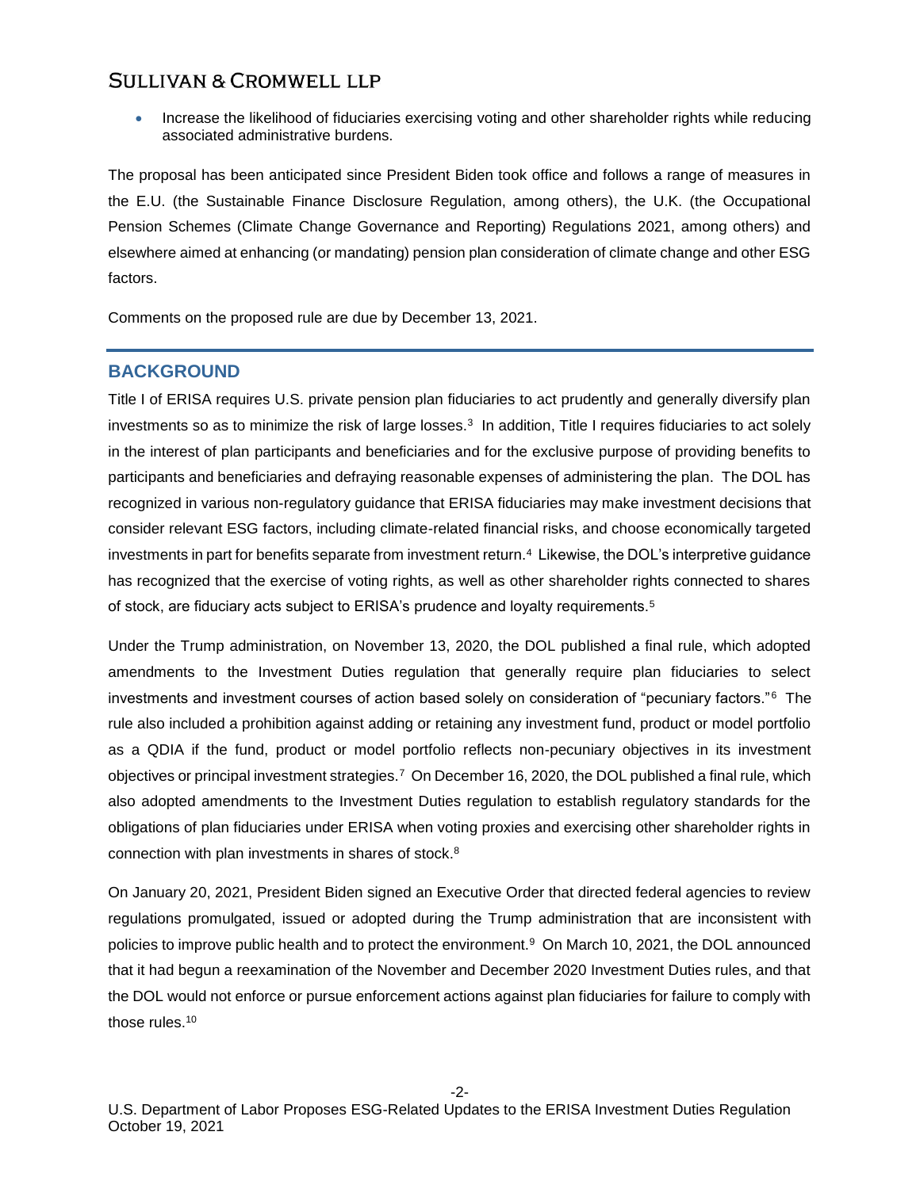- Increase the likelihood of fiduciaries exercising voting and other shareholder rights while reducing associated administrative burdens.

The proposal has been anticipated since President Biden took office and follows a range of measures in the E.U. (the Sustainable Finance Disclosure Regulation, among others), the U.K. (the Occupational Pension Schemes (Climate Change Governance and Reporting) Regulations 2021, among others) and elsewhere aimed at enhancing (or mandating) pension plan consideration of climate change and other ESG factors.

Comments on the proposed rule are due by December 13, 2021.

## BACKGROUND

Title I of ERISA requires U.S. private pension plan fiduciaries to act prudently and generally diversify plan investments so as to minimize the risk of large losses.[3] In addition, Title I requires fiduciaries to act solely in the interest of plan participants and beneficiaries and for the exclusive purpose of providing benefits to participants and beneficiaries and defraying reasonable expenses of administering the plan. The DOL has recognized in various non-regulatory guidance that ERISA fiduciaries may make investment decisions that consider relevant ESG factors, including climate-related financial risks, and choose economically targeted investments in part for benefits separate from investment return.[4] Likewise, the DOL's interpretive guidance has recognized that the exercise of voting rights, as well as other shareholder rights connected to shares of stock, are fiduciary acts subject to ERISA's prudence and loyalty requirements.[5]

Under the Trump administration, on November 13, 2020, the DOL published a final rule, which adopted amendments to the Investment Duties regulation that generally require plan fiduciaries to select investments and investment courses of action based solely on consideration of "pecuniary factors."[6] The rule also included a prohibition against adding or retaining any investment fund, product or model portfolio as a QDIA if the fund, product or model portfolio reflects non-pecuniary objectives in its investment objectives or principal investment strategies.[7] On December 16, 2020, the DOL published a final rule, which also adopted amendments to the Investment Duties regulation to establish regulatory standards for the obligations of plan fiduciaries under ERISA when voting proxies and exercising other shareholder rights in connection with plan investments in shares of stock.[8]

On January 20, 2021, President Biden signed an Executive Order that directed federal agencies to review regulations promulgated, issued or adopted during the Trump administration that are inconsistent with policies to improve public health and to protect the environment.[9] On March 10, 2021, the DOL announced that it had begun a reexamination of the November and December 2020 Investment Duties rules, and that the DOL would not enforce or pursue enforcement actions against plan fiduciaries for failure to comply with those rules.[10]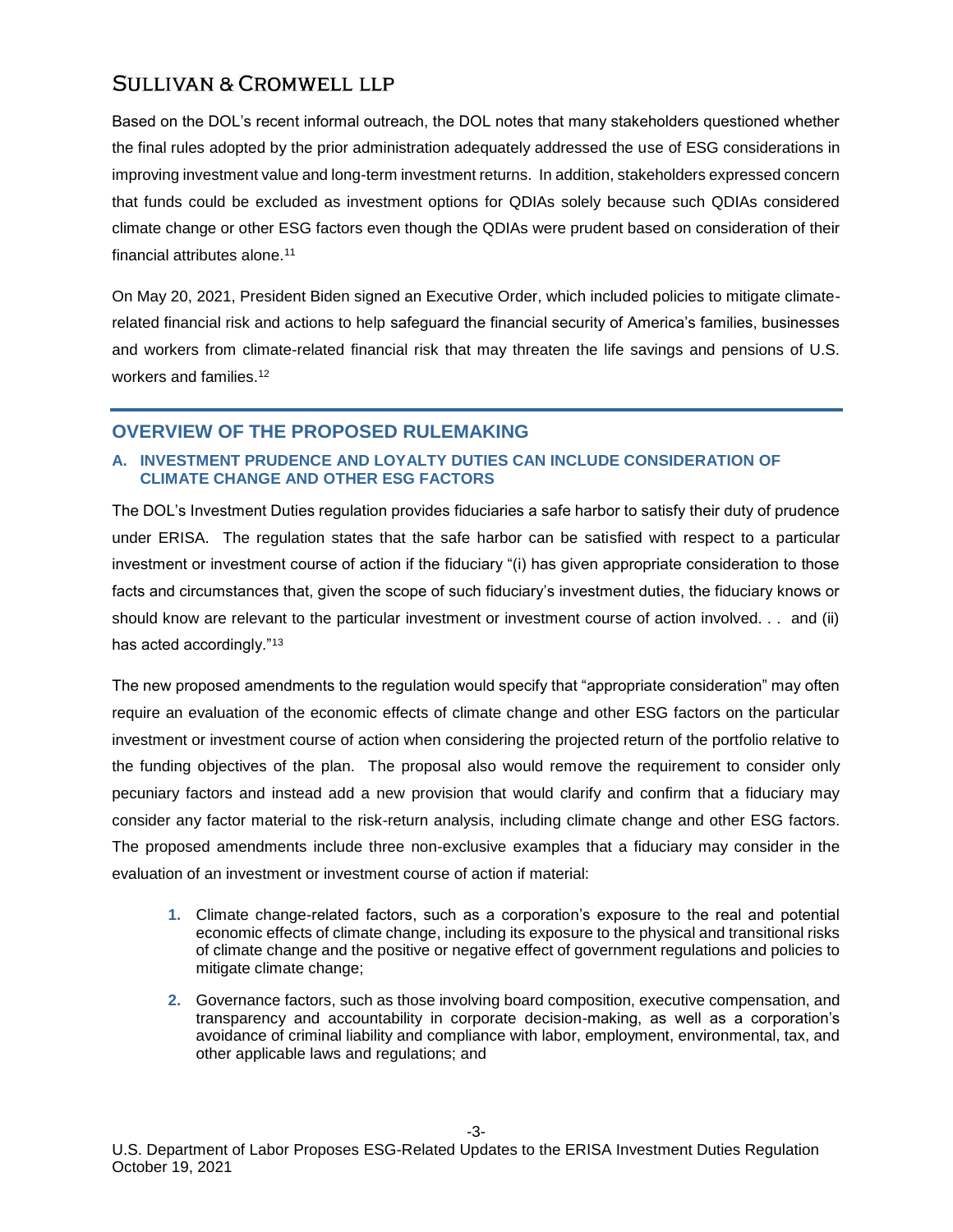Based on the DOL's recent informal outreach, the DOL notes that many stakeholders questioned whether the final rules adopted by the prior administration adequately addressed the use of ESG considerations in improving investment value and long-term investment returns. In addition, stakeholders expressed concern that funds could be excluded as investment options for QDIAs solely because such QDIAs considered climate change or other ESG factors even though the QDIAs were prudent based on consideration of their financial attributes alone.[11]

On May 20, 2021, President Biden signed an Executive Order, which included policies to mitigate climate-related financial risk and actions to help safeguard the financial security of America's families, businesses and workers from climate-related financial risk that may threaten the life savings and pensions of U.S. workers and families.[12]

## OVERVIEW OF THE PROPOSED RULEMAKING

### A. INVESTMENT PRUDENCE AND LOYALTY DUTIES CAN INCLUDE CONSIDERATION OF CLIMATE CHANGE AND OTHER ESG FACTORS

The DOL's Investment Duties regulation provides fiduciaries a safe harbor to satisfy their duty of prudence under ERISA. The regulation states that the safe harbor can be satisfied with respect to a particular investment or investment course of action if the fiduciary "(i) has given appropriate consideration to those facts and circumstances that, given the scope of such fiduciary's investment duties, the fiduciary knows or should know are relevant to the particular investment or investment course of action involved. . . and (ii) has acted accordingly."[13]

The new proposed amendments to the regulation would specify that "appropriate consideration" may often require an evaluation of the economic effects of climate change and other ESG factors on the particular investment or investment course of action when considering the projected return of the portfolio relative to the funding objectives of the plan. The proposal also would remove the requirement to consider only pecuniary factors and instead add a new provision that would clarify and confirm that a fiduciary may consider any factor material to the risk-return analysis, including climate change and other ESG factors. The proposed amendments include three non-exclusive examples that a fiduciary may consider in the evaluation of an investment or investment course of action if material:

1. Climate change-related factors, such as a corporation's exposure to the real and potential economic effects of climate change, including its exposure to the physical and transitional risks of climate change and the positive or negative effect of government regulations and policies to mitigate climate change;
2. Governance factors, such as those involving board composition, executive compensation, and transparency and accountability in corporate decision-making, as well as a corporation's avoidance of criminal liability and compliance with labor, employment, environmental, tax, and other applicable laws and regulations; and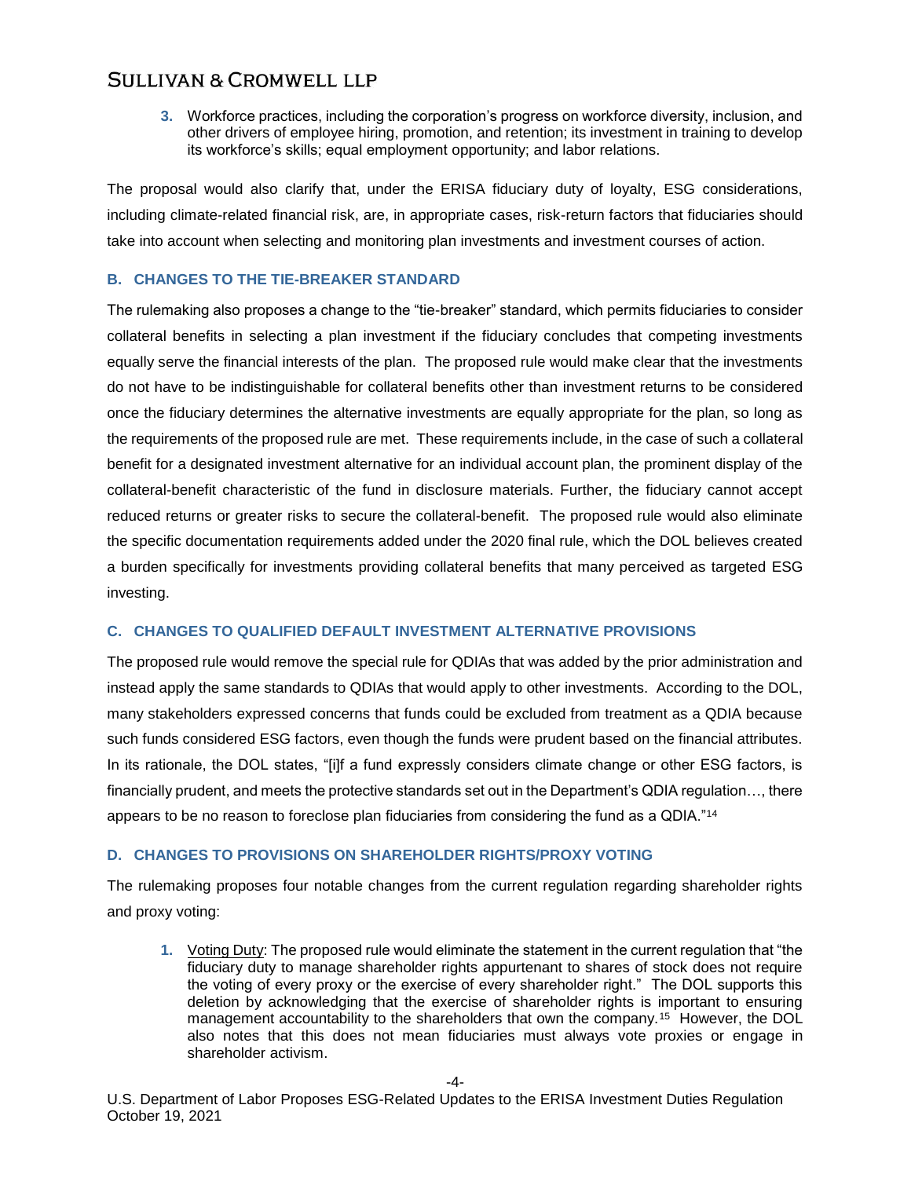3. Workforce practices, including the corporation's progress on workforce diversity, inclusion, and other drivers of employee hiring, promotion, and retention; its investment in training to develop its workforce's skills; equal employment opportunity; and labor relations.

The proposal would also clarify that, under the ERISA fiduciary duty of loyalty, ESG considerations, including climate-related financial risk, are, in appropriate cases, risk-return factors that fiduciaries should take into account when selecting and monitoring plan investments and investment courses of action.

### B. CHANGES TO THE TIE-BREAKER STANDARD

The rulemaking also proposes a change to the "tie-breaker" standard, which permits fiduciaries to consider collateral benefits in selecting a plan investment if the fiduciary concludes that competing investments equally serve the financial interests of the plan. The proposed rule would make clear that the investments do not have to be indistinguishable for collateral benefits other than investment returns to be considered once the fiduciary determines the alternative investments are equally appropriate for the plan, so long as the requirements of the proposed rule are met. These requirements include, in the case of such a collateral benefit for a designated investment alternative for an individual account plan, the prominent display of the collateral-benefit characteristic of the fund in disclosure materials. Further, the fiduciary cannot accept reduced returns or greater risks to secure the collateral-benefit. The proposed rule would also eliminate the specific documentation requirements added under the 2020 final rule, which the DOL believes created a burden specifically for investments providing collateral benefits that many perceived as targeted ESG investing.

### C. CHANGES TO QUALIFIED DEFAULT INVESTMENT ALTERNATIVE PROVISIONS

The proposed rule would remove the special rule for QDIAs that was added by the prior administration and instead apply the same standards to QDIAs that would apply to other investments. According to the DOL, many stakeholders expressed concerns that funds could be excluded from treatment as a QDIA because such funds considered ESG factors, even though the funds were prudent based on the financial attributes. In its rationale, the DOL states, "[i]f a fund expressly considers climate change or other ESG factors, is financially prudent, and meets the protective standards set out in the Department's QDIA regulation…, there appears to be no reason to foreclose plan fiduciaries from considering the fund as a QDIA."[14]

### D. CHANGES TO PROVISIONS ON SHAREHOLDER RIGHTS/PROXY VOTING

The rulemaking proposes four notable changes from the current regulation regarding shareholder rights and proxy voting:

1. Voting Duty: The proposed rule would eliminate the statement in the current regulation that "the fiduciary duty to manage shareholder rights appurtenant to shares of stock does not require the voting of every proxy or the exercise of every shareholder right." The DOL supports this deletion by acknowledging that the exercise of shareholder rights is important to ensuring management accountability to the shareholders that own the company.[15] However, the DOL also notes that this does not mean fiduciaries must always vote proxies or engage in shareholder activism.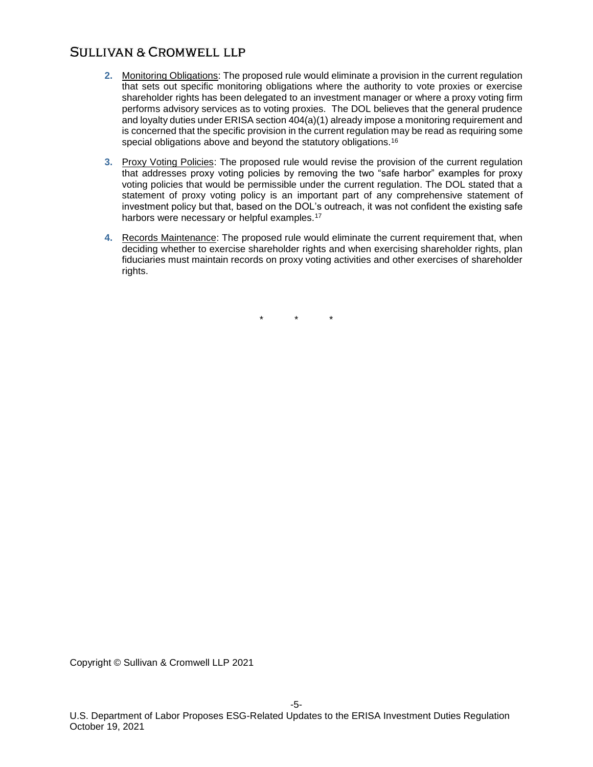2. Monitoring Obligations: The proposed rule would eliminate a provision in the current regulation that sets out specific monitoring obligations where the authority to vote proxies or exercise shareholder rights has been delegated to an investment manager or where a proxy voting firm performs advisory services as to voting proxies. The DOL believes that the general prudence and loyalty duties under ERISA section 404(a)(1) already impose a monitoring requirement and is concerned that the specific provision in the current regulation may be read as requiring some special obligations above and beyond the statutory obligations.[16]

3. Proxy Voting Policies: The proposed rule would revise the provision of the current regulation that addresses proxy voting policies by removing the two "safe harbor" examples for proxy voting policies that would be permissible under the current regulation. The DOL stated that a statement of proxy voting policy is an important part of any comprehensive statement of investment policy but that, based on the DOL's outreach, it was not confident the existing safe harbors were necessary or helpful examples.[17]

4. Records Maintenance: The proposed rule would eliminate the current requirement that, when deciding whether to exercise shareholder rights and when exercising shareholder rights, plan fiduciaries must maintain records on proxy voting activities and other exercises of shareholder rights.

\*　　\*　　\*

Copyright © Sullivan & Cromwell LLP 2021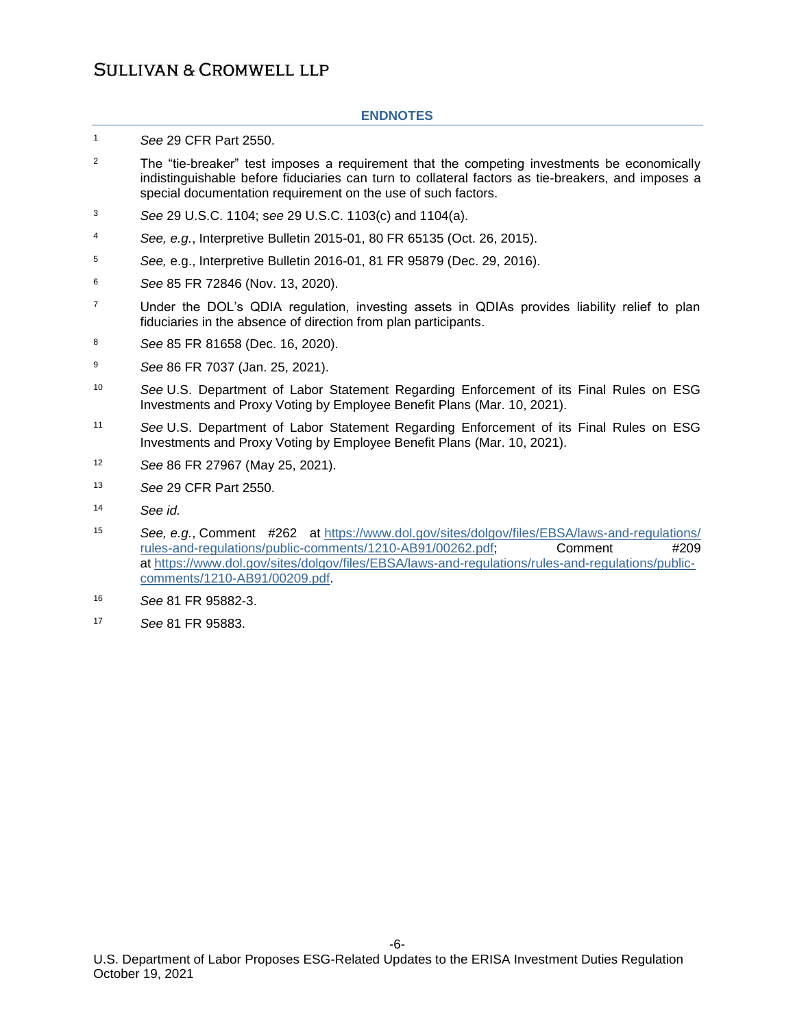## ENDNOTES

[1] *See* 29 CFR Part 2550.

[2] The "tie-breaker" test imposes a requirement that the competing investments be economically indistinguishable before fiduciaries can turn to collateral factors as tie-breakers, and imposes a special documentation requirement on the use of such factors.

[3] *See* 29 U.S.C. 1104; s*ee* 29 U.S.C. 1103(c) and 1104(a).

[4] *See, e.g.*, Interpretive Bulletin 2015-01, 80 FR 65135 (Oct. 26, 2015).

[5] *See,* e.g., Interpretive Bulletin 2016-01, 81 FR 95879 (Dec. 29, 2016).

[6] *See* 85 FR 72846 (Nov. 13, 2020).

[7] Under the DOL's QDIA regulation, investing assets in QDIAs provides liability relief to plan fiduciaries in the absence of direction from plan participants.

[8] *See* 85 FR 81658 (Dec. 16, 2020).

[9] *See* 86 FR 7037 (Jan. 25, 2021).

[10] *See* U.S. Department of Labor Statement Regarding Enforcement of its Final Rules on ESG Investments and Proxy Voting by Employee Benefit Plans (Mar. 10, 2021).

[11] *See* U.S. Department of Labor Statement Regarding Enforcement of its Final Rules on ESG Investments and Proxy Voting by Employee Benefit Plans (Mar. 10, 2021).

[12] *See* 86 FR 27967 (May 25, 2021).

[13] *See* 29 CFR Part 2550.

[14] *See id.*

[15] *See, e.g.*, Comment #262 at https://www.dol.gov/sites/dolgov/files/EBSA/laws-and-regulations/rules-and-regulations/public-comments/1210-AB91/00262.pdf; Comment #209 at https://www.dol.gov/sites/dolgov/files/EBSA/laws-and-regulations/rules-and-regulations/public-comments/1210-AB91/00209.pdf.

[16] *See* 81 FR 95882-3.

[17] *See* 81 FR 95883.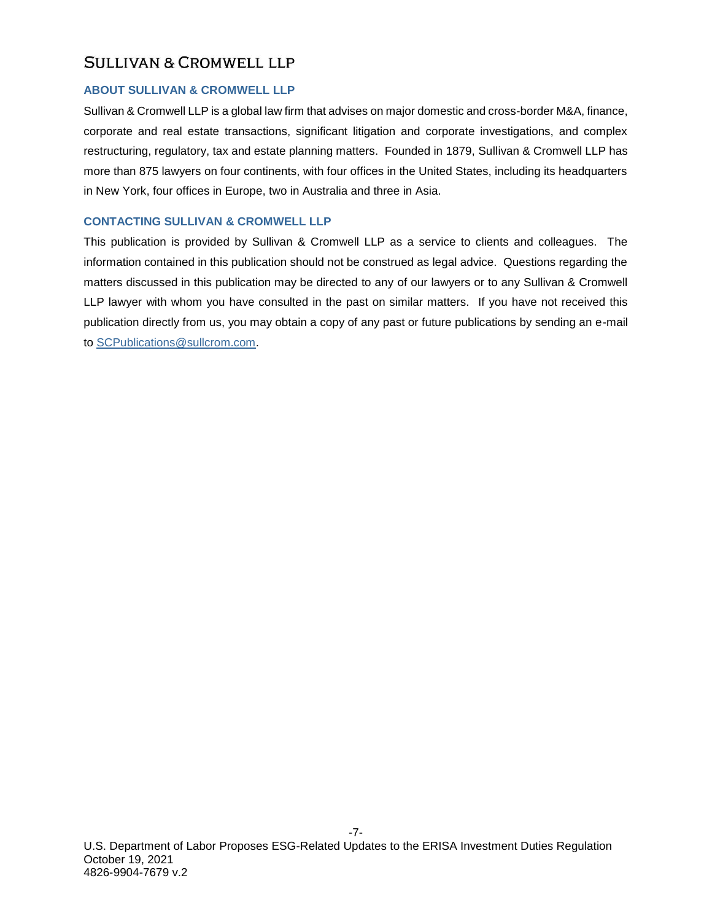# SULLIVAN & CROMWELL LLP

## ABOUT SULLIVAN & CROMWELL LLP

Sullivan & Cromwell LLP is a global law firm that advises on major domestic and cross-border M&A, finance, corporate and real estate transactions, significant litigation and corporate investigations, and complex restructuring, regulatory, tax and estate planning matters. Founded in 1879, Sullivan & Cromwell LLP has more than 875 lawyers on four continents, with four offices in the United States, including its headquarters in New York, four offices in Europe, two in Australia and three in Asia.

## CONTACTING SULLIVAN & CROMWELL LLP

This publication is provided by Sullivan & Cromwell LLP as a service to clients and colleagues. The information contained in this publication should not be construed as legal advice. Questions regarding the matters discussed in this publication may be directed to any of our lawyers or to any Sullivan & Cromwell LLP lawyer with whom you have consulted in the past on similar matters. If you have not received this publication directly from us, you may obtain a copy of any past or future publications by sending an e-mail to SCPublications@sullcrom.com.